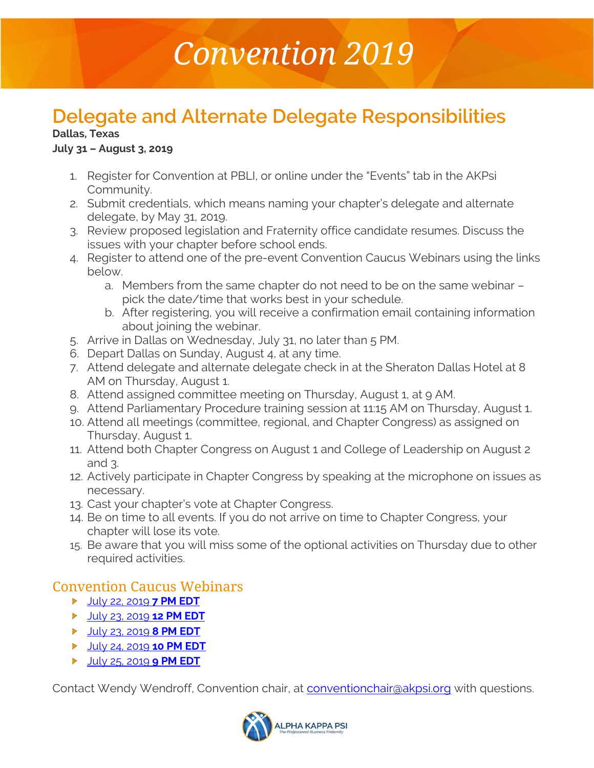# Convention 2019

## Delegate and Alternate Delegate Responsibilities

**Dallas, Texas**

**July 31 – August 3, 2019**

1. Register for Convention at PBLI, or online under the "Events" tab in the AKPsi Community.
2. Submit credentials, which means naming your chapter's delegate and alternate delegate, by May 31, 2019.
3. Review proposed legislation and Fraternity office candidate resumes. Discuss the issues with your chapter before school ends.
4. Register to attend one of the pre-event Convention Caucus Webinars using the links below.
   a. Members from the same chapter do not need to be on the same webinar – pick the date/time that works best in your schedule.
   b. After registering, you will receive a confirmation email containing information about joining the webinar.
5. Arrive in Dallas on Wednesday, July 31, no later than 5 PM.
6. Depart Dallas on Sunday, August 4, at any time.
7. Attend delegate and alternate delegate check in at the Sheraton Dallas Hotel at 8 AM on Thursday, August 1.
8. Attend assigned committee meeting on Thursday, August 1, at 9 AM.
9. Attend Parliamentary Procedure training session at 11:15 AM on Thursday, August 1.
10. Attend all meetings (committee, regional, and Chapter Congress) as assigned on Thursday, August 1.
11. Attend both Chapter Congress on August 1 and College of Leadership on August 2 and 3.
12. Actively participate in Chapter Congress by speaking at the microphone on issues as necessary.
13. Cast your chapter's vote at Chapter Congress.
14. Be on time to all events. If you do not arrive on time to Chapter Congress, your chapter will lose its vote.
15. Be aware that you will miss some of the optional activities on Thursday due to other required activities.

## Convention Caucus Webinars

- July 22, 2019 **7 PM EDT**
- July 23, 2019 **12 PM EDT**
- July 23, 2019 **8 PM EDT**
- July 24, 2019 **10 PM EDT**
- July 25, 2019 **9 PM EDT**

Contact Wendy Wendroff, Convention chair, at conventionchair@akpsi.org with questions.

ALPHA KAPPA PSI
*The Professional Business Fraternity*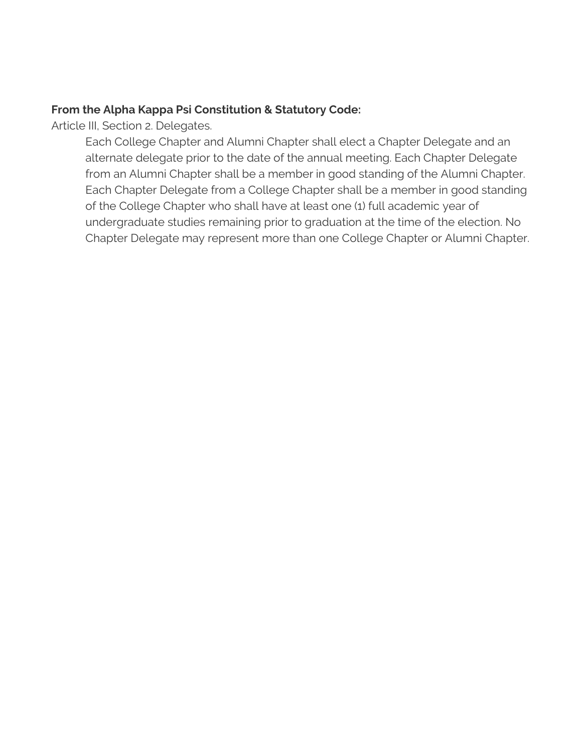**From the Alpha Kappa Psi Constitution & Statutory Code:**

Article III, Section 2. Delegates.

> Each College Chapter and Alumni Chapter shall elect a Chapter Delegate and an alternate delegate prior to the date of the annual meeting. Each Chapter Delegate from an Alumni Chapter shall be a member in good standing of the Alumni Chapter. Each Chapter Delegate from a College Chapter shall be a member in good standing of the College Chapter who shall have at least one (1) full academic year of undergraduate studies remaining prior to graduation at the time of the election. No Chapter Delegate may represent more than one College Chapter or Alumni Chapter.